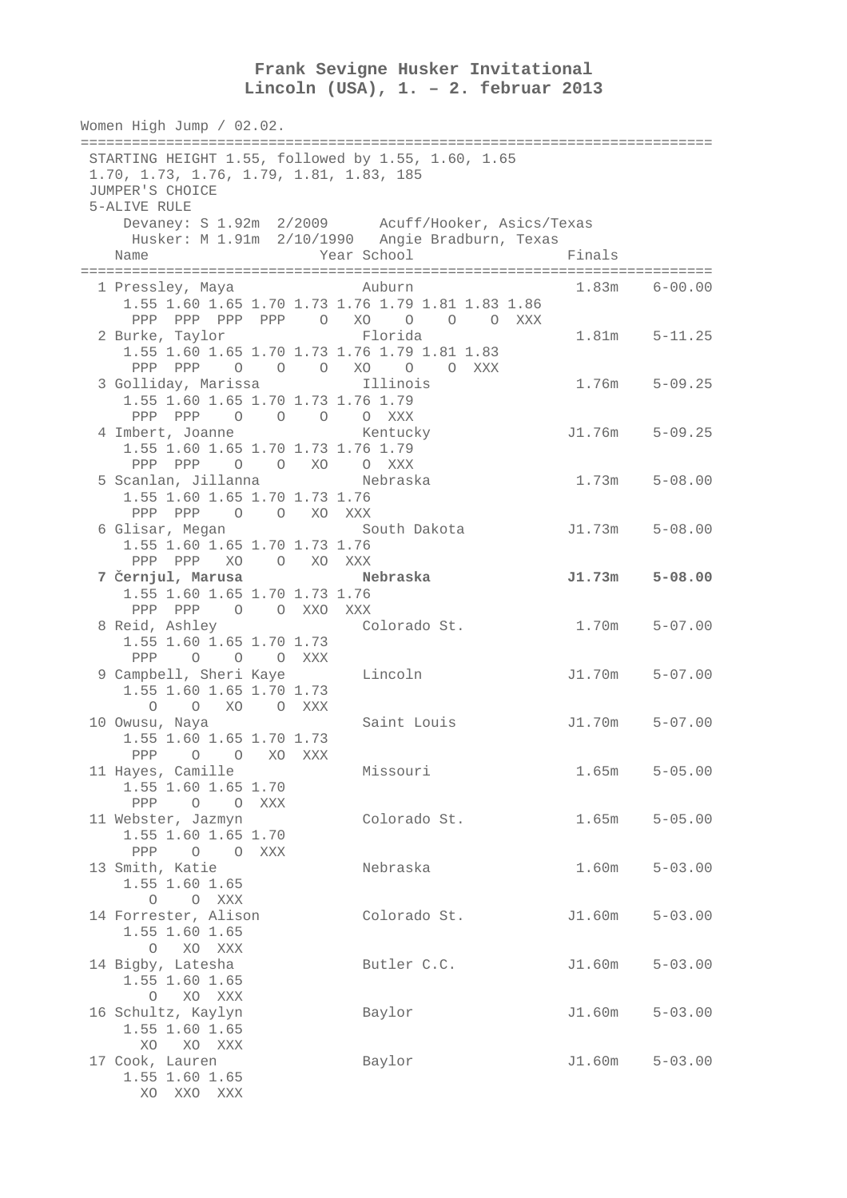**Frank Sevigne Husker Invitational**
**Lincoln (USA), 1. – 2. februar 2013**

```
Women High Jump / 02.02.
===============================================================================
 STARTING HEIGHT 1.55, followed by 1.55, 1.60, 1.65
 1.70, 1.73, 1.76, 1.79, 1.81, 1.83, 185
 JUMPER'S CHOICE
 5-ALIVE RULE
     Devaney: S 1.92m  2/2009      Acuff/Hooker, Asics/Texas
      Husker: M 1.91m  2/10/1990   Angie Bradburn, Texas
    Name                    Year School                   Finals
===============================================================================
  1 Pressley, Maya               Auburn                    1.83m    6-00.00
     1.55 1.60 1.65 1.70 1.73 1.76 1.79 1.81 1.83 1.86
      PPP  PPP  PPP  PPP    O   XO    O    O    O  XXX
  2 Burke, Taylor                Florida                   1.81m    5-11.25
     1.55 1.60 1.65 1.70 1.73 1.76 1.79 1.81 1.83
      PPP  PPP    O    O    O   XO    O    O  XXX
  3 Golliday, Marissa            Illinois                  1.76m    5-09.25
     1.55 1.60 1.65 1.70 1.73 1.76 1.79
      PPP  PPP    O    O    O    O  XXX
  4 Imbert, Joanne               Kentucky                 J1.76m    5-09.25
     1.55 1.60 1.65 1.70 1.73 1.76 1.79
      PPP  PPP    O    O   XO    O  XXX
  5 Scanlan, Jillanna            Nebraska                  1.73m    5-08.00
     1.55 1.60 1.65 1.70 1.73 1.76
      PPP  PPP    O    O   XO  XXX
  6 Glisar, Megan                South Dakota             J1.73m    5-08.00
     1.55 1.60 1.65 1.70 1.73 1.76
      PPP  PPP   XO    O   XO  XXX
  7 Černjul, Marusa              Nebraska                 J1.73m    5-08.00
     1.55 1.60 1.65 1.70 1.73 1.76
      PPP  PPP    O    O  XXO  XXX
  8 Reid, Ashley                 Colorado St.              1.70m    5-07.00
     1.55 1.60 1.65 1.70 1.73
      PPP    O    O    O  XXX
  9 Campbell, Sheri Kaye         Lincoln                  J1.70m    5-07.00
     1.55 1.60 1.65 1.70 1.73
        O    O   XO    O  XXX
 10 Owusu, Naya                  Saint Louis              J1.70m    5-07.00
     1.55 1.60 1.65 1.70 1.73
      PPP    O    O   XO  XXX
 11 Hayes, Camille               Missouri                  1.65m    5-05.00
     1.55 1.60 1.65 1.70
      PPP    O    O  XXX
 11 Webster, Jazmyn              Colorado St.              1.65m    5-05.00
     1.55 1.60 1.65 1.70
      PPP    O    O  XXX
 13 Smith, Katie                 Nebraska                  1.60m    5-03.00
     1.55 1.60 1.65
        O    O  XXX
 14 Forrester, Alison            Colorado St.             J1.60m    5-03.00
     1.55 1.60 1.65
        O   XO  XXX
 14 Bigby, Latesha               Butler C.C.              J1.60m    5-03.00
     1.55 1.60 1.65
        O   XO  XXX
 16 Schultz, Kaylyn              Baylor                   J1.60m    5-03.00
     1.55 1.60 1.65
       XO   XO  XXX
 17 Cook, Lauren                 Baylor                   J1.60m    5-03.00
     1.55 1.60 1.65
       XO  XXO  XXX
```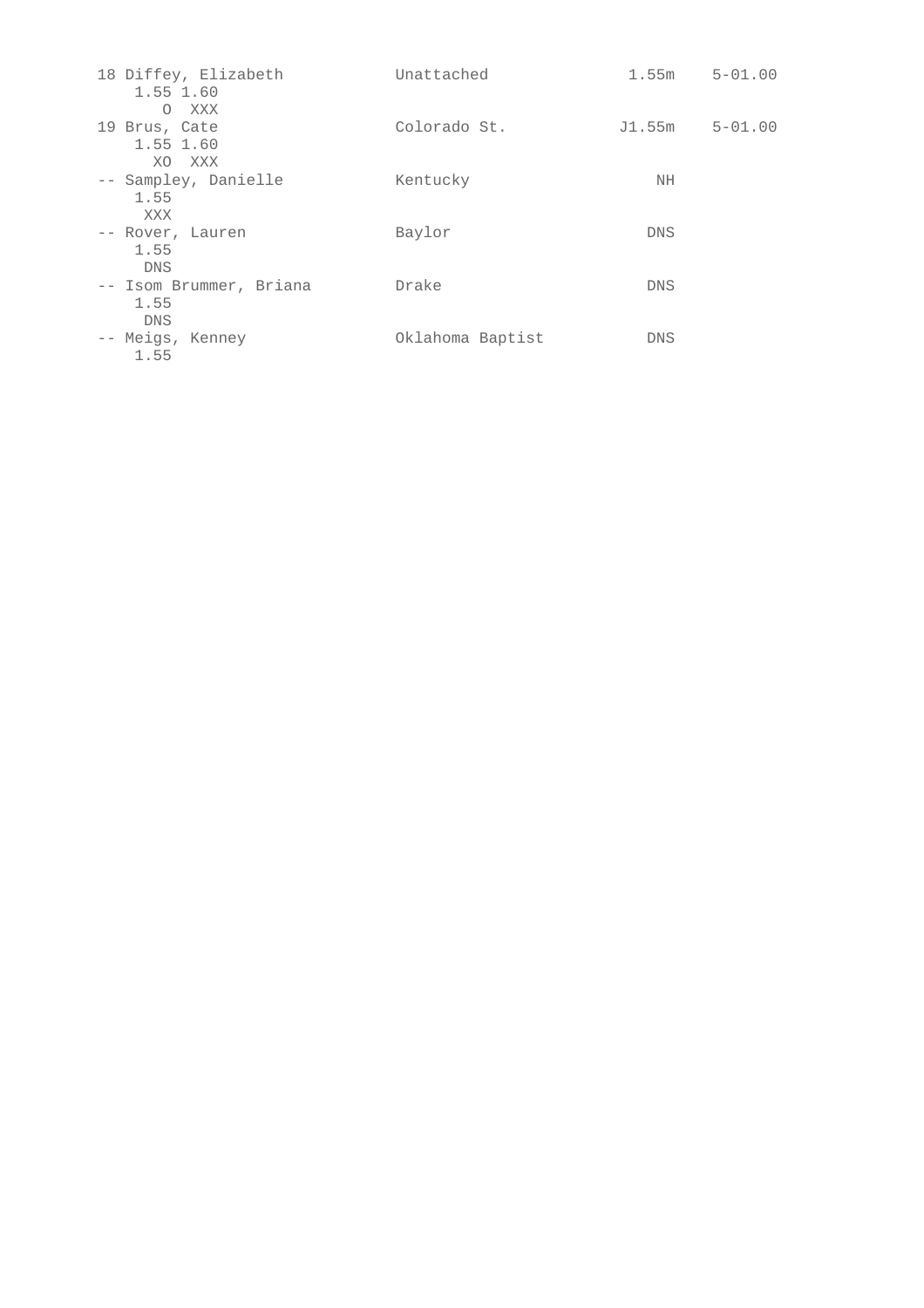```
18 Diffey, Elizabeth          Unattached              1.55m    5-01.00
     1.55 1.60
        O  XXX
19 Brus, Cate                 Colorado St.           J1.55m    5-01.00
     1.55 1.60
       XO  XXX
-- Sampley, Danielle          Kentucky                  NH
     1.55
      XXX
-- Rover, Lauren              Baylor                   DNS
     1.55
      DNS
-- Isom Brummer, Briana       Drake                    DNS
     1.55
      DNS
-- Meigs, Kenney              Oklahoma Baptist         DNS
     1.55
```